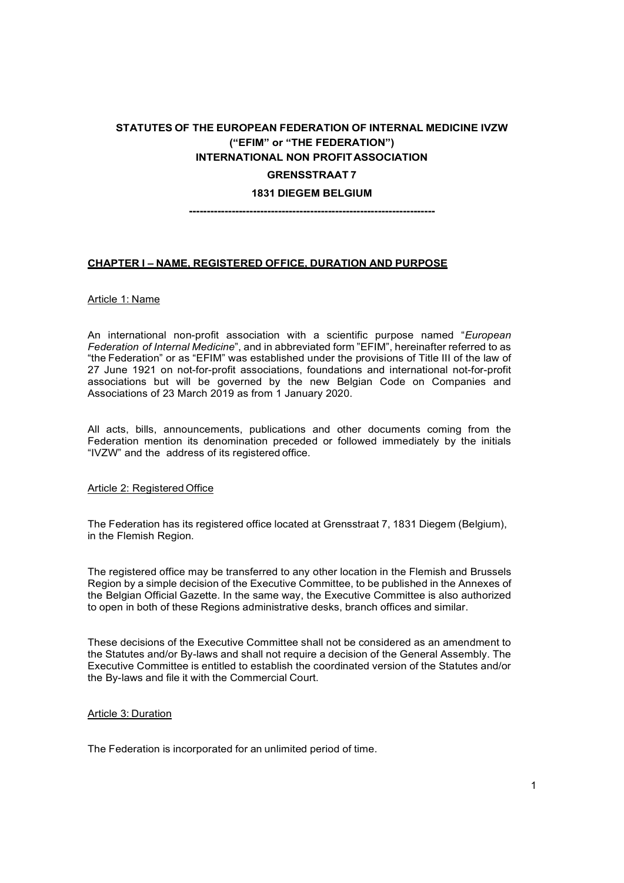**STATUTES OF THE EUROPEAN FEDERATION OF INTERNAL MEDICINE IVZW**
**("EFIM" or "THE FEDERATION")**
**INTERNATIONAL NON PROFIT ASSOCIATION**
**GRENSSTRAAT 7**
**1831 DIEGEM BELGIUM**

---

## CHAPTER I – NAME, REGISTERED OFFICE, DURATION AND PURPOSE

### Article 1: Name

An international non-profit association with a scientific purpose named "*European Federation of Internal Medicine*", and in abbreviated form "EFIM", hereinafter referred to as "the Federation" or as "EFIM" was established under the provisions of Title III of the law of 27 June 1921 on not-for-profit associations, foundations and international not-for-profit associations but will be governed by the new Belgian Code on Companies and Associations of 23 March 2019 as from 1 January 2020.

All acts, bills, announcements, publications and other documents coming from the Federation mention its denomination preceded or followed immediately by the initials "IVZW" and the address of its registered office.

### Article 2: Registered Office

The Federation has its registered office located at Grensstraat 7, 1831 Diegem (Belgium), in the Flemish Region.

The registered office may be transferred to any other location in the Flemish and Brussels Region by a simple decision of the Executive Committee, to be published in the Annexes of the Belgian Official Gazette. In the same way, the Executive Committee is also authorized to open in both of these Regions administrative desks, branch offices and similar.

These decisions of the Executive Committee shall not be considered as an amendment to the Statutes and/or By-laws and shall not require a decision of the General Assembly. The Executive Committee is entitled to establish the coordinated version of the Statutes and/or the By-laws and file it with the Commercial Court.

### Article 3: Duration

The Federation is incorporated for an unlimited period of time.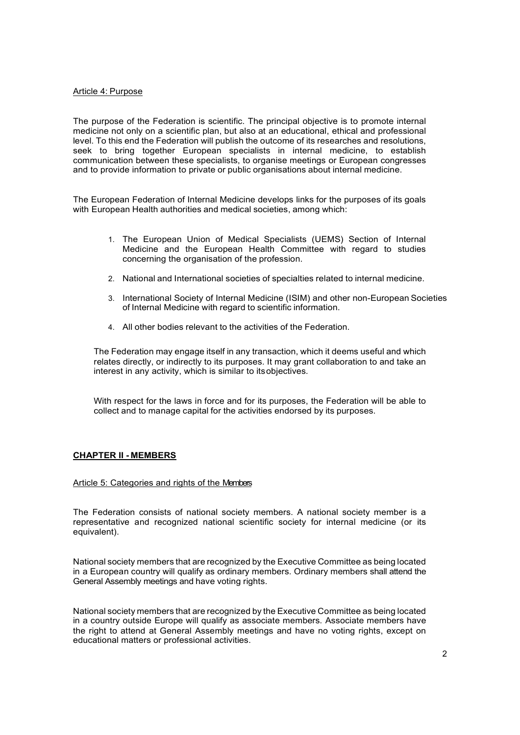Article 4: Purpose

The purpose of the Federation is scientific. The principal objective is to promote internal medicine not only on a scientific plan, but also at an educational, ethical and professional level. To this end the Federation will publish the outcome of its researches and resolutions, seek to bring together European specialists in internal medicine, to establish communication between these specialists, to organise meetings or European congresses and to provide information to private or public organisations about internal medicine.

The European Federation of Internal Medicine develops links for the purposes of its goals with European Health authorities and medical societies, among which:

1. The European Union of Medical Specialists (UEMS) Section of Internal Medicine and the European Health Committee with regard to studies concerning the organisation of the profession.
2. National and International societies of specialties related to internal medicine.
3. International Society of Internal Medicine (ISIM) and other non-European Societies of Internal Medicine with regard to scientific information.
4. All other bodies relevant to the activities of the Federation.

The Federation may engage itself in any transaction, which it deems useful and which relates directly, or indirectly to its purposes. It may grant collaboration to and take an interest in any activity, which is similar to its objectives.

With respect for the laws in force and for its purposes, the Federation will be able to collect and to manage capital for the activities endorsed by its purposes.

## CHAPTER II - MEMBERS

Article 5: Categories and rights of the Members

The Federation consists of national society members. A national society member is a representative and recognized national scientific society for internal medicine (or its equivalent).

National society members that are recognized by the Executive Committee as being located in a European country will qualify as ordinary members. Ordinary members shall attend the General Assembly meetings and have voting rights.

National society members that are recognized by the Executive Committee as being located in a country outside Europe will qualify as associate members. Associate members have the right to attend at General Assembly meetings and have no voting rights, except on educational matters or professional activities.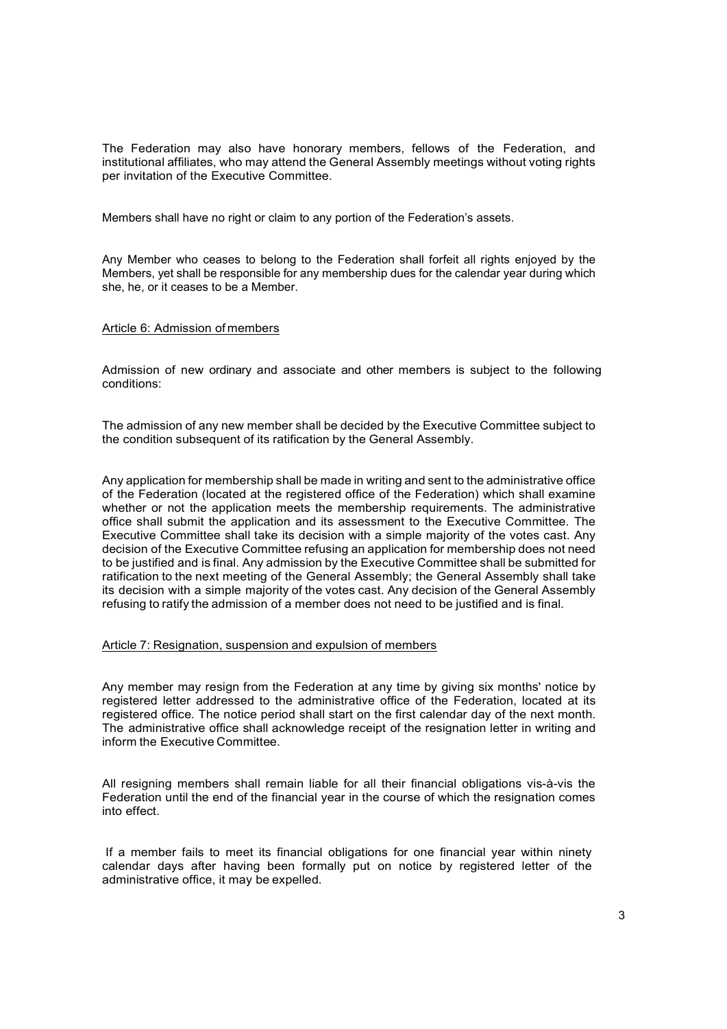The Federation may also have honorary members, fellows of the Federation, and institutional affiliates, who may attend the General Assembly meetings without voting rights per invitation of the Executive Committee.

Members shall have no right or claim to any portion of the Federation's assets.

Any Member who ceases to belong to the Federation shall forfeit all rights enjoyed by the Members, yet shall be responsible for any membership dues for the calendar year during which she, he, or it ceases to be a Member.

## Article 6: Admission of members

Admission of new ordinary and associate and other members is subject to the following conditions:

The admission of any new member shall be decided by the Executive Committee subject to the condition subsequent of its ratification by the General Assembly.

Any application for membership shall be made in writing and sent to the administrative office of the Federation (located at the registered office of the Federation) which shall examine whether or not the application meets the membership requirements. The administrative office shall submit the application and its assessment to the Executive Committee. The Executive Committee shall take its decision with a simple majority of the votes cast. Any decision of the Executive Committee refusing an application for membership does not need to be justified and is final. Any admission by the Executive Committee shall be submitted for ratification to the next meeting of the General Assembly; the General Assembly shall take its decision with a simple majority of the votes cast. Any decision of the General Assembly refusing to ratify the admission of a member does not need to be justified and is final.

## Article 7: Resignation, suspension and expulsion of members

Any member may resign from the Federation at any time by giving six months' notice by registered letter addressed to the administrative office of the Federation, located at its registered office. The notice period shall start on the first calendar day of the next month. The administrative office shall acknowledge receipt of the resignation letter in writing and inform the Executive Committee.

All resigning members shall remain liable for all their financial obligations vis-à-vis the Federation until the end of the financial year in the course of which the resignation comes into effect.

If a member fails to meet its financial obligations for one financial year within ninety calendar days after having been formally put on notice by registered letter of the administrative office, it may be expelled.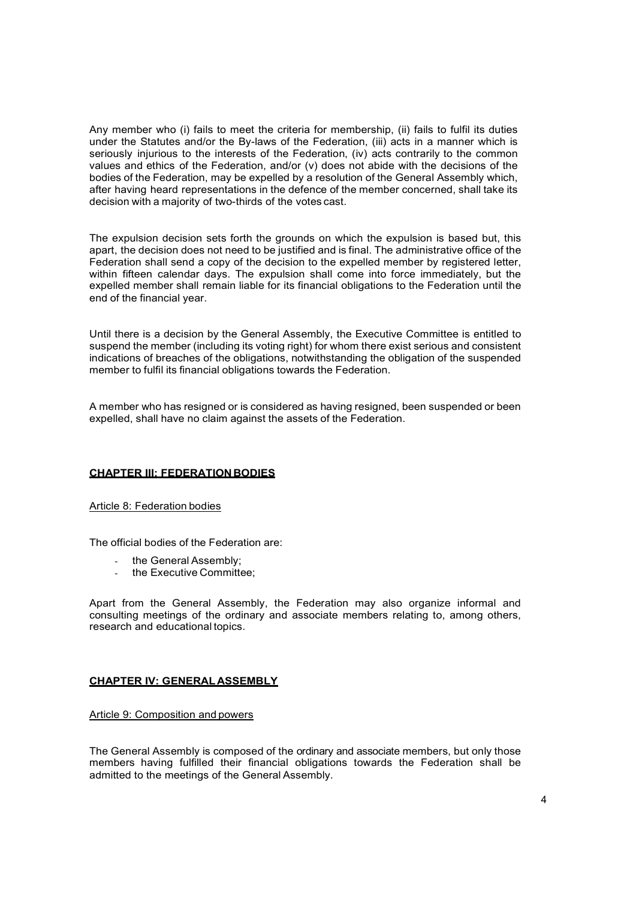Any member who (i) fails to meet the criteria for membership, (ii) fails to fulfil its duties under the Statutes and/or the By-laws of the Federation, (iii) acts in a manner which is seriously injurious to the interests of the Federation, (iv) acts contrarily to the common values and ethics of the Federation, and/or (v) does not abide with the decisions of the bodies of the Federation, may be expelled by a resolution of the General Assembly which, after having heard representations in the defence of the member concerned, shall take its decision with a majority of two-thirds of the votes cast.

The expulsion decision sets forth the grounds on which the expulsion is based but, this apart, the decision does not need to be justified and is final. The administrative office of the Federation shall send a copy of the decision to the expelled member by registered letter, within fifteen calendar days. The expulsion shall come into force immediately, but the expelled member shall remain liable for its financial obligations to the Federation until the end of the financial year.

Until there is a decision by the General Assembly, the Executive Committee is entitled to suspend the member (including its voting right) for whom there exist serious and consistent indications of breaches of the obligations, notwithstanding the obligation of the suspended member to fulfil its financial obligations towards the Federation.

A member who has resigned or is considered as having resigned, been suspended or been expelled, shall have no claim against the assets of the Federation.

## CHAPTER III: FEDERATION BODIES

### Article 8: Federation bodies

The official bodies of the Federation are:

- the General Assembly;
- the Executive Committee;

Apart from the General Assembly, the Federation may also organize informal and consulting meetings of the ordinary and associate members relating to, among others, research and educational topics.

## CHAPTER IV: GENERAL ASSEMBLY

### Article 9: Composition and powers

The General Assembly is composed of the ordinary and associate members, but only those members having fulfilled their financial obligations towards the Federation shall be admitted to the meetings of the General Assembly.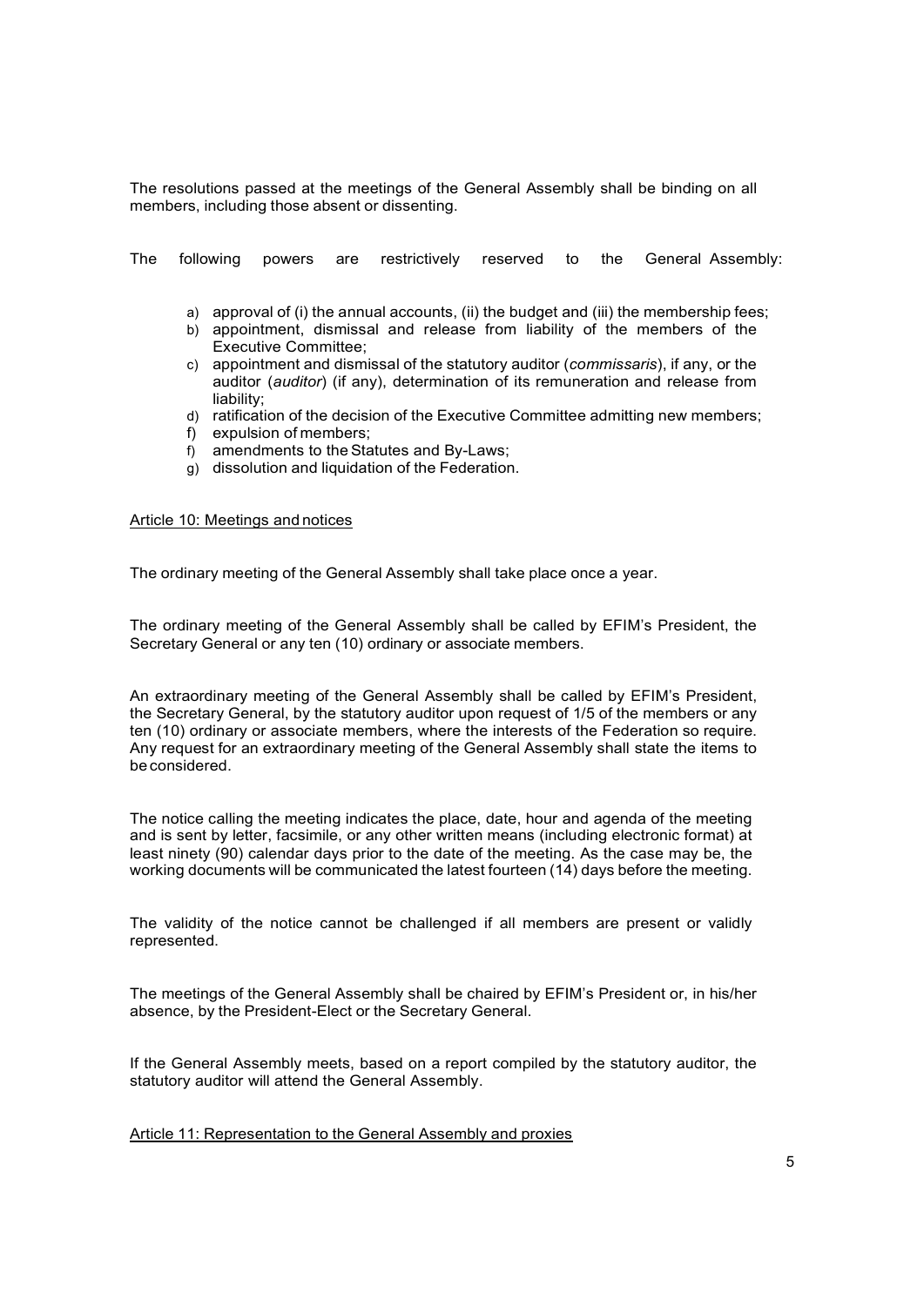The resolutions passed at the meetings of the General Assembly shall be binding on all members, including those absent or dissenting.

The following powers are restrictively reserved to the General Assembly:

a) approval of (i) the annual accounts, (ii) the budget and (iii) the membership fees;
b) appointment, dismissal and release from liability of the members of the Executive Committee;
c) appointment and dismissal of the statutory auditor (*commissaris*), if any, or the auditor (*auditor*) (if any), determination of its remuneration and release from liability;
d) ratification of the decision of the Executive Committee admitting new members;
f) expulsion of members;
f) amendments to the Statutes and By-Laws;
g) dissolution and liquidation of the Federation.

Article 10: Meetings and notices

The ordinary meeting of the General Assembly shall take place once a year.

The ordinary meeting of the General Assembly shall be called by EFIM's President, the Secretary General or any ten (10) ordinary or associate members.

An extraordinary meeting of the General Assembly shall be called by EFIM's President, the Secretary General, by the statutory auditor upon request of 1/5 of the members or any ten (10) ordinary or associate members, where the interests of the Federation so require. Any request for an extraordinary meeting of the General Assembly shall state the items to be considered.

The notice calling the meeting indicates the place, date, hour and agenda of the meeting and is sent by letter, facsimile, or any other written means (including electronic format) at least ninety (90) calendar days prior to the date of the meeting. As the case may be, the working documents will be communicated the latest fourteen (14) days before the meeting.

The validity of the notice cannot be challenged if all members are present or validly represented.

The meetings of the General Assembly shall be chaired by EFIM's President or, in his/her absence, by the President-Elect or the Secretary General.

If the General Assembly meets, based on a report compiled by the statutory auditor, the statutory auditor will attend the General Assembly.

Article 11: Representation to the General Assembly and proxies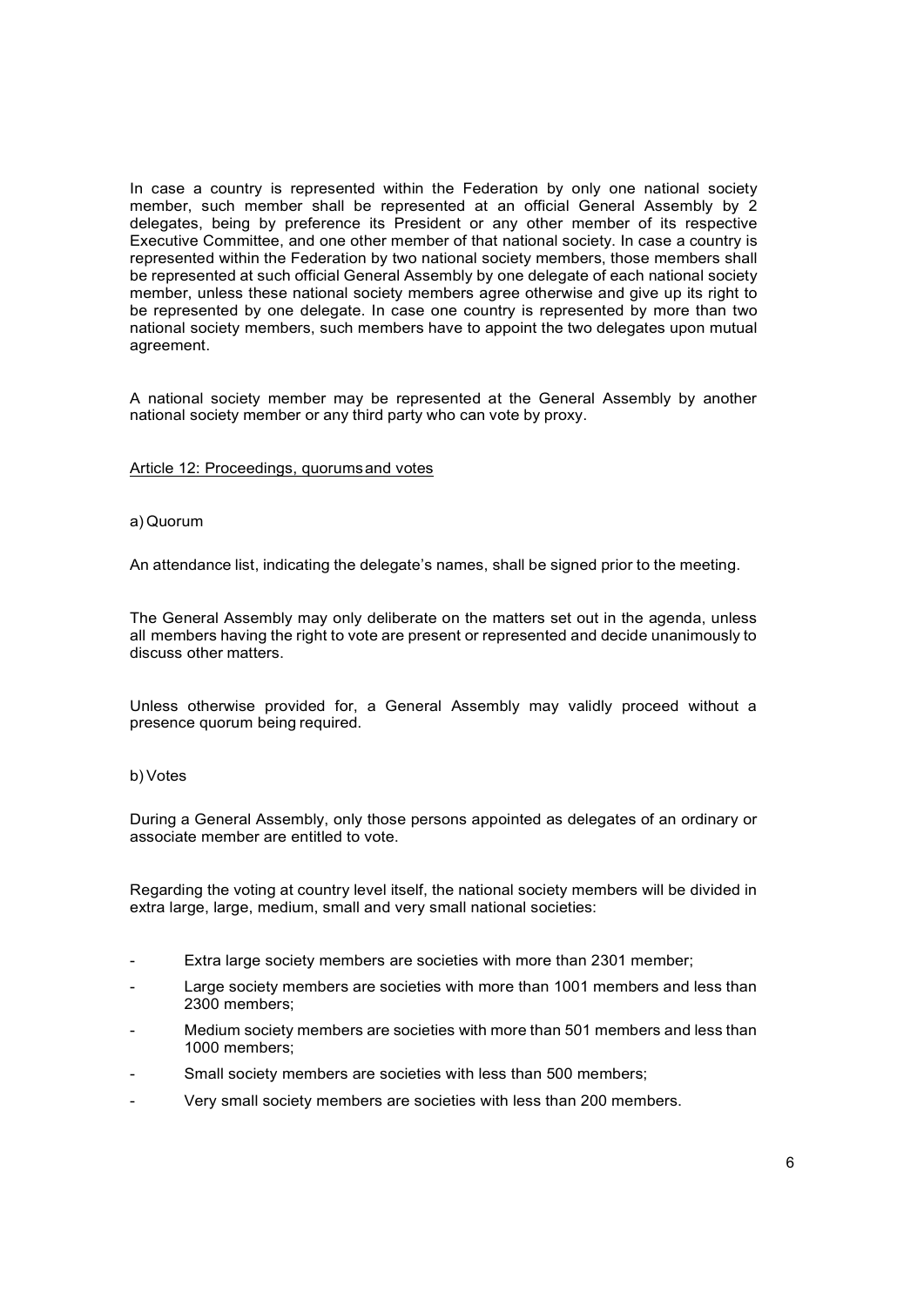In case a country is represented within the Federation by only one national society member, such member shall be represented at an official General Assembly by 2 delegates, being by preference its President or any other member of its respective Executive Committee, and one other member of that national society. In case a country is represented within the Federation by two national society members, those members shall be represented at such official General Assembly by one delegate of each national society member, unless these national society members agree otherwise and give up its right to be represented by one delegate. In case one country is represented by more than two national society members, such members have to appoint the two delegates upon mutual agreement.

A national society member may be represented at the General Assembly by another national society member or any third party who can vote by proxy.

Article 12: Proceedings, quorums and votes

a) Quorum

An attendance list, indicating the delegate's names, shall be signed prior to the meeting.

The General Assembly may only deliberate on the matters set out in the agenda, unless all members having the right to vote are present or represented and decide unanimously to discuss other matters.

Unless otherwise provided for, a General Assembly may validly proceed without a presence quorum being required.

b) Votes

During a General Assembly, only those persons appointed as delegates of an ordinary or associate member are entitled to vote.

Regarding the voting at country level itself, the national society members will be divided in extra large, large, medium, small and very small national societies:

- Extra large society members are societies with more than 2301 member;
- Large society members are societies with more than 1001 members and less than 2300 members;
- Medium society members are societies with more than 501 members and less than 1000 members;
- Small society members are societies with less than 500 members;
- Very small society members are societies with less than 200 members.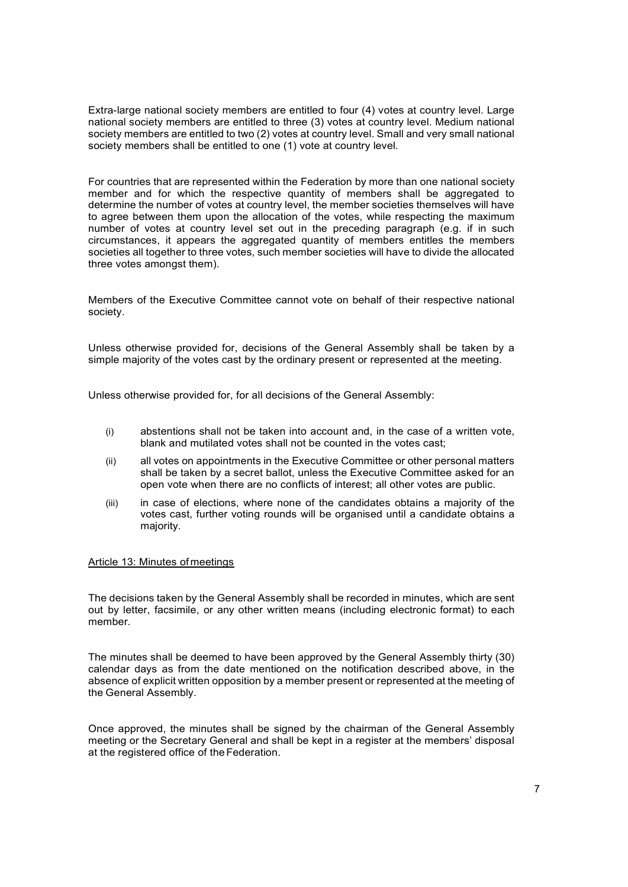Extra-large national society members are entitled to four (4) votes at country level. Large national society members are entitled to three (3) votes at country level. Medium national society members are entitled to two (2) votes at country level. Small and very small national society members shall be entitled to one (1) vote at country level.

For countries that are represented within the Federation by more than one national society member and for which the respective quantity of members shall be aggregated to determine the number of votes at country level, the member societies themselves will have to agree between them upon the allocation of the votes, while respecting the maximum number of votes at country level set out in the preceding paragraph (e.g. if in such circumstances, it appears the aggregated quantity of members entitles the members societies all together to three votes, such member societies will have to divide the allocated three votes amongst them).

Members of the Executive Committee cannot vote on behalf of their respective national society.

Unless otherwise provided for, decisions of the General Assembly shall be taken by a simple majority of the votes cast by the ordinary present or represented at the meeting.

Unless otherwise provided for, for all decisions of the General Assembly:

(i) abstentions shall not be taken into account and, in the case of a written vote, blank and mutilated votes shall not be counted in the votes cast;

(ii) all votes on appointments in the Executive Committee or other personal matters shall be taken by a secret ballot, unless the Executive Committee asked for an open vote when there are no conflicts of interest; all other votes are public.

(iii) in case of elections, where none of the candidates obtains a majority of the votes cast, further voting rounds will be organised until a candidate obtains a majority.

Article 13: Minutes of meetings

The decisions taken by the General Assembly shall be recorded in minutes, which are sent out by letter, facsimile, or any other written means (including electronic format) to each member.

The minutes shall be deemed to have been approved by the General Assembly thirty (30) calendar days as from the date mentioned on the notification described above, in the absence of explicit written opposition by a member present or represented at the meeting of the General Assembly.

Once approved, the minutes shall be signed by the chairman of the General Assembly meeting or the Secretary General and shall be kept in a register at the members' disposal at the registered office of the Federation.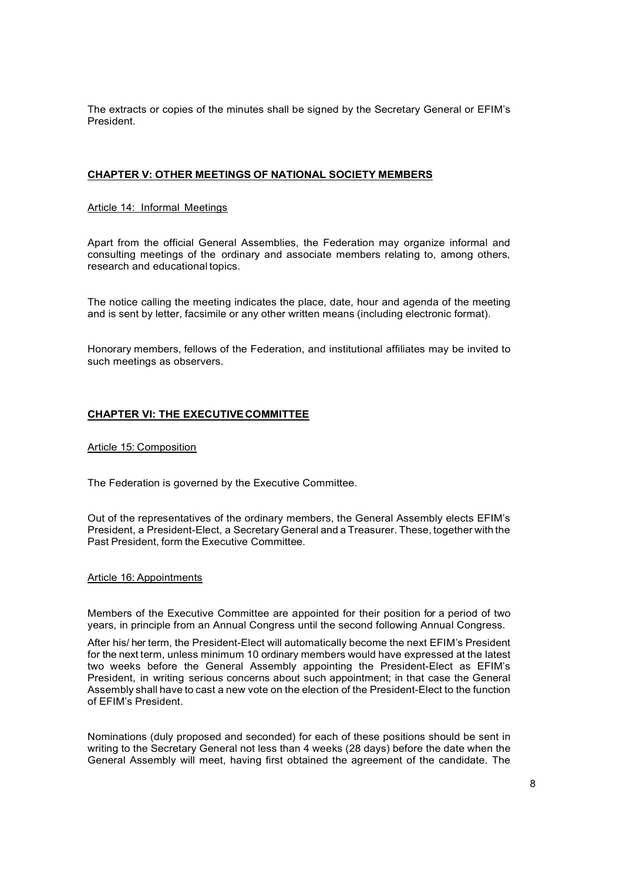The extracts or copies of the minutes shall be signed by the Secretary General or EFIM's President.

## CHAPTER V: OTHER MEETINGS OF NATIONAL SOCIETY MEMBERS

### Article 14: Informal Meetings

Apart from the official General Assemblies, the Federation may organize informal and consulting meetings of the ordinary and associate members relating to, among others, research and educational topics.

The notice calling the meeting indicates the place, date, hour and agenda of the meeting and is sent by letter, facsimile or any other written means (including electronic format).

Honorary members, fellows of the Federation, and institutional affiliates may be invited to such meetings as observers.

## CHAPTER VI: THE EXECUTIVE COMMITTEE

### Article 15: Composition

The Federation is governed by the Executive Committee.

Out of the representatives of the ordinary members, the General Assembly elects EFIM's President, a President-Elect, a Secretary General and a Treasurer. These, together with the Past President, form the Executive Committee.

### Article 16: Appointments

Members of the Executive Committee are appointed for their position for a period of two years, in principle from an Annual Congress until the second following Annual Congress.

After his/ her term, the President-Elect will automatically become the next EFIM's President for the next term, unless minimum 10 ordinary members would have expressed at the latest two weeks before the General Assembly appointing the President-Elect as EFIM's President, in writing serious concerns about such appointment; in that case the General Assembly shall have to cast a new vote on the election of the President-Elect to the function of EFIM's President.

Nominations (duly proposed and seconded) for each of these positions should be sent in writing to the Secretary General not less than 4 weeks (28 days) before the date when the General Assembly will meet, having first obtained the agreement of the candidate. The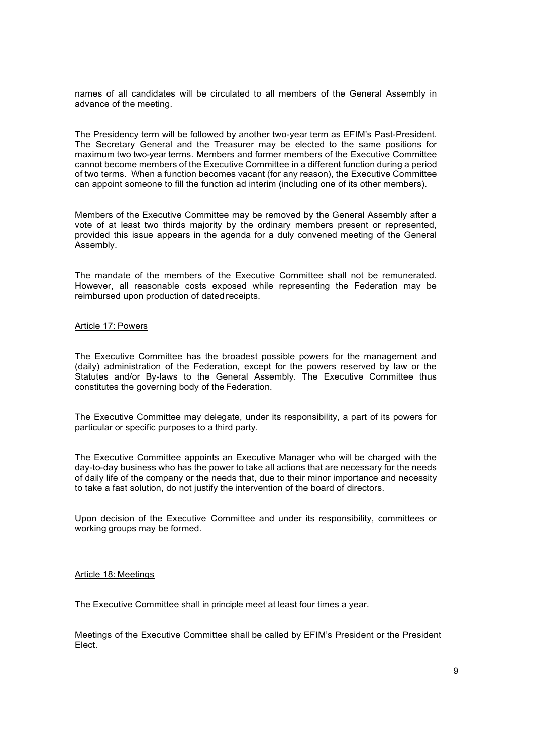names of all candidates will be circulated to all members of the General Assembly in advance of the meeting.

The Presidency term will be followed by another two-year term as EFIM's Past-President. The Secretary General and the Treasurer may be elected to the same positions for maximum two two-year terms. Members and former members of the Executive Committee cannot become members of the Executive Committee in a different function during a period of two terms. When a function becomes vacant (for any reason), the Executive Committee can appoint someone to fill the function ad interim (including one of its other members).

Members of the Executive Committee may be removed by the General Assembly after a vote of at least two thirds majority by the ordinary members present or represented, provided this issue appears in the agenda for a duly convened meeting of the General Assembly.

The mandate of the members of the Executive Committee shall not be remunerated. However, all reasonable costs exposed while representing the Federation may be reimbursed upon production of dated receipts.

### Article 17: Powers

The Executive Committee has the broadest possible powers for the management and (daily) administration of the Federation, except for the powers reserved by law or the Statutes and/or By-laws to the General Assembly. The Executive Committee thus constitutes the governing body of the Federation.

The Executive Committee may delegate, under its responsibility, a part of its powers for particular or specific purposes to a third party.

The Executive Committee appoints an Executive Manager who will be charged with the day-to-day business who has the power to take all actions that are necessary for the needs of daily life of the company or the needs that, due to their minor importance and necessity to take a fast solution, do not justify the intervention of the board of directors.

Upon decision of the Executive Committee and under its responsibility, committees or working groups may be formed.

### Article 18: Meetings

The Executive Committee shall in principle meet at least four times a year.

Meetings of the Executive Committee shall be called by EFIM's President or the President Elect.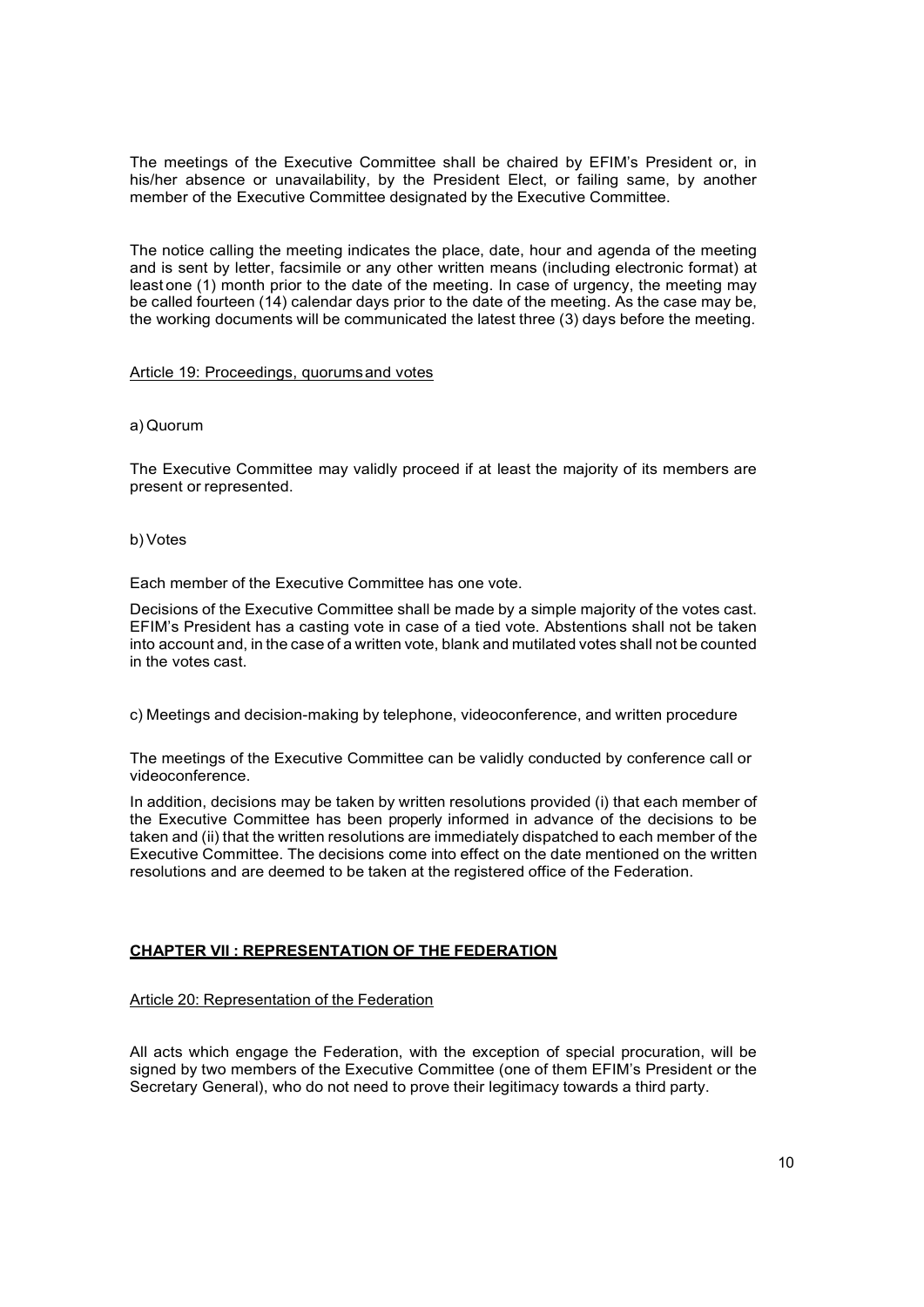The meetings of the Executive Committee shall be chaired by EFIM's President or, in his/her absence or unavailability, by the President Elect, or failing same, by another member of the Executive Committee designated by the Executive Committee.

The notice calling the meeting indicates the place, date, hour and agenda of the meeting and is sent by letter, facsimile or any other written means (including electronic format) at least one (1) month prior to the date of the meeting. In case of urgency, the meeting may be called fourteen (14) calendar days prior to the date of the meeting. As the case may be, the working documents will be communicated the latest three (3) days before the meeting.

Article 19: Proceedings, quorums and votes

a) Quorum

The Executive Committee may validly proceed if at least the majority of its members are present or represented.

b) Votes

Each member of the Executive Committee has one vote.

Decisions of the Executive Committee shall be made by a simple majority of the votes cast. EFIM's President has a casting vote in case of a tied vote. Abstentions shall not be taken into account and, in the case of a written vote, blank and mutilated votes shall not be counted in the votes cast.

c) Meetings and decision-making by telephone, videoconference, and written procedure

The meetings of the Executive Committee can be validly conducted by conference call or videoconference.

In addition, decisions may be taken by written resolutions provided (i) that each member of the Executive Committee has been properly informed in advance of the decisions to be taken and (ii) that the written resolutions are immediately dispatched to each member of the Executive Committee. The decisions come into effect on the date mentioned on the written resolutions and are deemed to be taken at the registered office of the Federation.

## CHAPTER VII : REPRESENTATION OF THE FEDERATION

Article 20: Representation of the Federation

All acts which engage the Federation, with the exception of special procuration, will be signed by two members of the Executive Committee (one of them EFIM's President or the Secretary General), who do not need to prove their legitimacy towards a third party.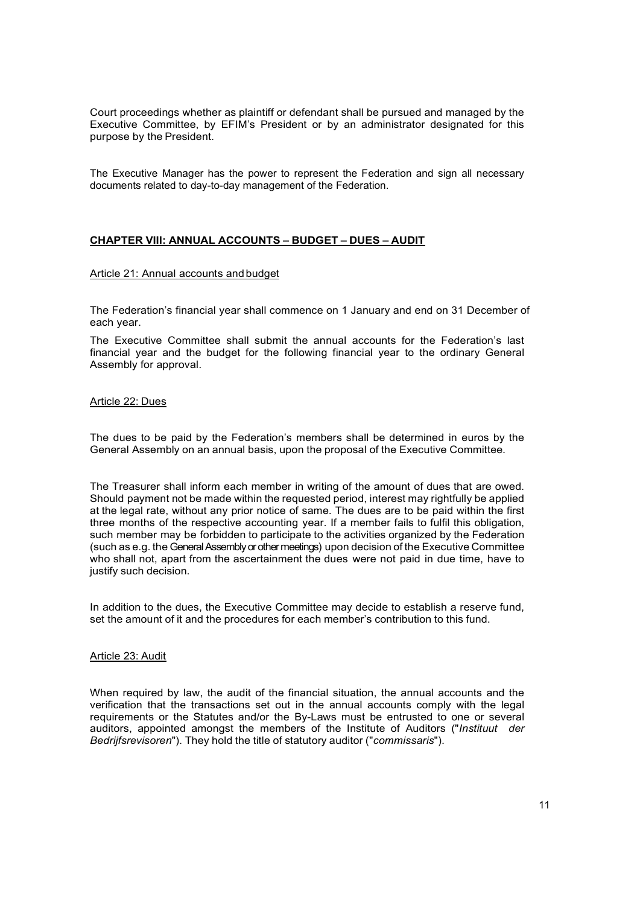Court proceedings whether as plaintiff or defendant shall be pursued and managed by the Executive Committee, by EFIM's President or by an administrator designated for this purpose by the President.

The Executive Manager has the power to represent the Federation and sign all necessary documents related to day-to-day management of the Federation.

## CHAPTER VIII: ANNUAL ACCOUNTS – BUDGET – DUES – AUDIT

### Article 21: Annual accounts and budget

The Federation's financial year shall commence on 1 January and end on 31 December of each year.

The Executive Committee shall submit the annual accounts for the Federation's last financial year and the budget for the following financial year to the ordinary General Assembly for approval.

### Article 22: Dues

The dues to be paid by the Federation's members shall be determined in euros by the General Assembly on an annual basis, upon the proposal of the Executive Committee.

The Treasurer shall inform each member in writing of the amount of dues that are owed. Should payment not be made within the requested period, interest may rightfully be applied at the legal rate, without any prior notice of same. The dues are to be paid within the first three months of the respective accounting year. If a member fails to fulfil this obligation, such member may be forbidden to participate to the activities organized by the Federation (such as e.g. the General Assembly or other meetings) upon decision of the Executive Committee who shall not, apart from the ascertainment the dues were not paid in due time, have to justify such decision.

In addition to the dues, the Executive Committee may decide to establish a reserve fund, set the amount of it and the procedures for each member's contribution to this fund.

### Article 23: Audit

When required by law, the audit of the financial situation, the annual accounts and the verification that the transactions set out in the annual accounts comply with the legal requirements or the Statutes and/or the By-Laws must be entrusted to one or several auditors, appointed amongst the members of the Institute of Auditors ("*Instituut der Bedrijfsrevisoren*"). They hold the title of statutory auditor ("*commissaris*").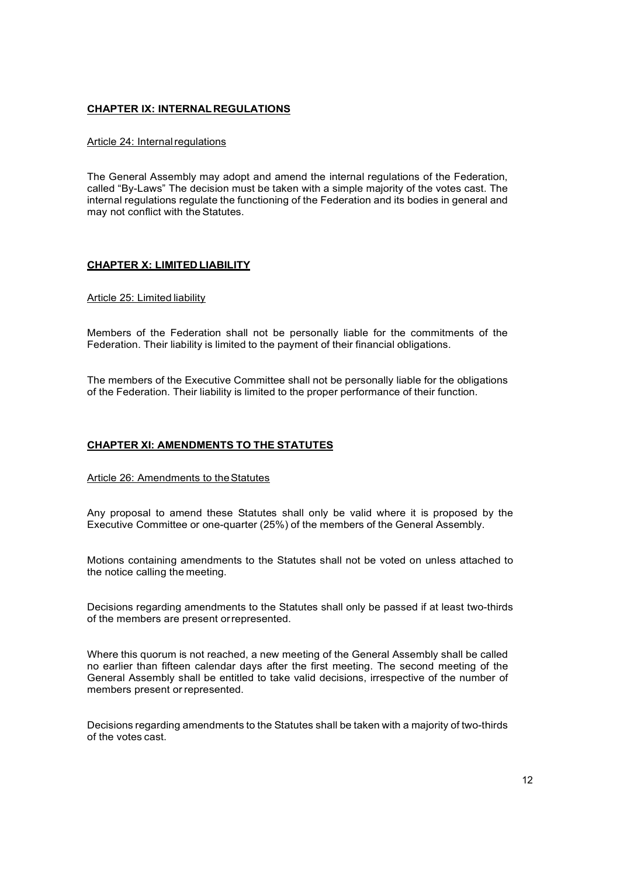## CHAPTER IX: INTERNAL REGULATIONS

### Article 24: Internal regulations

The General Assembly may adopt and amend the internal regulations of the Federation, called "By-Laws" The decision must be taken with a simple majority of the votes cast. The internal regulations regulate the functioning of the Federation and its bodies in general and may not conflict with the Statutes.

## CHAPTER X: LIMITED LIABILITY

### Article 25: Limited liability

Members of the Federation shall not be personally liable for the commitments of the Federation. Their liability is limited to the payment of their financial obligations.

The members of the Executive Committee shall not be personally liable for the obligations of the Federation. Their liability is limited to the proper performance of their function.

## CHAPTER XI: AMENDMENTS TO THE STATUTES

### Article 26: Amendments to the Statutes

Any proposal to amend these Statutes shall only be valid where it is proposed by the Executive Committee or one-quarter (25%) of the members of the General Assembly.

Motions containing amendments to the Statutes shall not be voted on unless attached to the notice calling the meeting.

Decisions regarding amendments to the Statutes shall only be passed if at least two-thirds of the members are present or represented.

Where this quorum is not reached, a new meeting of the General Assembly shall be called no earlier than fifteen calendar days after the first meeting. The second meeting of the General Assembly shall be entitled to take valid decisions, irrespective of the number of members present or represented.

Decisions regarding amendments to the Statutes shall be taken with a majority of two-thirds of the votes cast.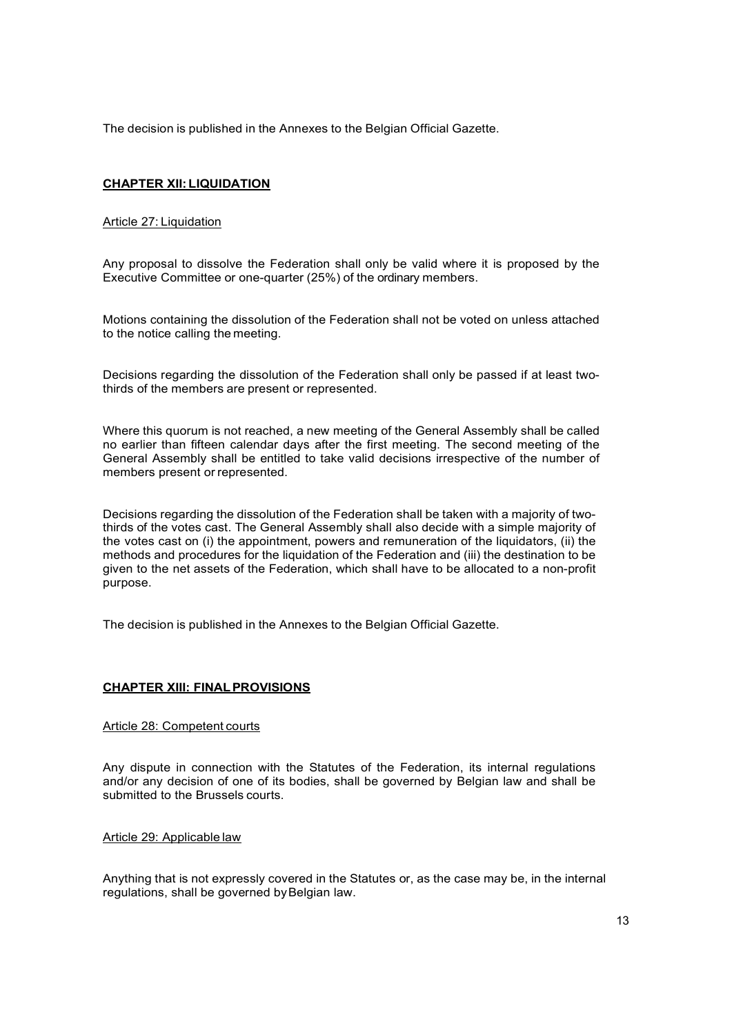The decision is published in the Annexes to the Belgian Official Gazette.

## CHAPTER XII: LIQUIDATION

### Article 27: Liquidation

Any proposal to dissolve the Federation shall only be valid where it is proposed by the Executive Committee or one-quarter (25%) of the ordinary members.

Motions containing the dissolution of the Federation shall not be voted on unless attached to the notice calling the meeting.

Decisions regarding the dissolution of the Federation shall only be passed if at least two-thirds of the members are present or represented.

Where this quorum is not reached, a new meeting of the General Assembly shall be called no earlier than fifteen calendar days after the first meeting. The second meeting of the General Assembly shall be entitled to take valid decisions irrespective of the number of members present or represented.

Decisions regarding the dissolution of the Federation shall be taken with a majority of two-thirds of the votes cast. The General Assembly shall also decide with a simple majority of the votes cast on (i) the appointment, powers and remuneration of the liquidators, (ii) the methods and procedures for the liquidation of the Federation and (iii) the destination to be given to the net assets of the Federation, which shall have to be allocated to a non-profit purpose.

The decision is published in the Annexes to the Belgian Official Gazette.

## CHAPTER XIII: FINAL PROVISIONS

### Article 28: Competent courts

Any dispute in connection with the Statutes of the Federation, its internal regulations and/or any decision of one of its bodies, shall be governed by Belgian law and shall be submitted to the Brussels courts.

### Article 29: Applicable law

Anything that is not expressly covered in the Statutes or, as the case may be, in the internal regulations, shall be governed by Belgian law.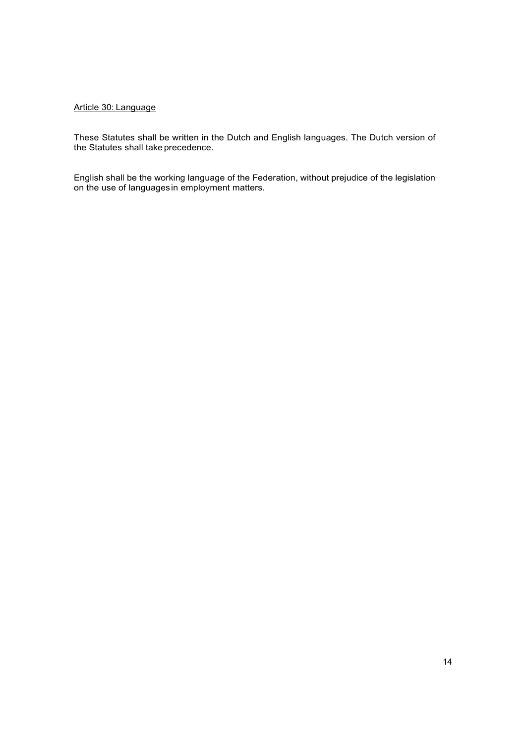Article 30: Language

These Statutes shall be written in the Dutch and English languages. The Dutch version of the Statutes shall take precedence.

English shall be the working language of the Federation, without prejudice of the legislation on the use of languages in employment matters.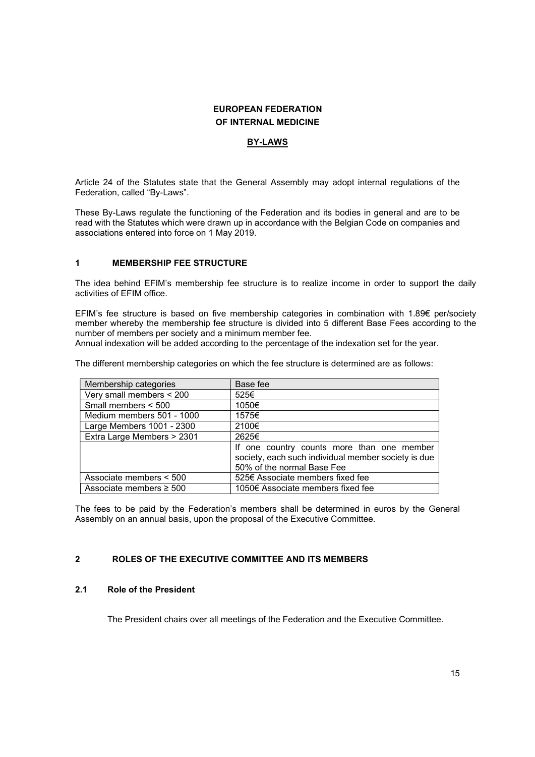# EUROPEAN FEDERATION OF INTERNAL MEDICINE

## BY-LAWS

Article 24 of the Statutes state that the General Assembly may adopt internal regulations of the Federation, called "By-Laws".

These By-Laws regulate the functioning of the Federation and its bodies in general and are to be read with the Statutes which were drawn up in accordance with the Belgian Code on companies and associations entered into force on 1 May 2019.

## 1 MEMBERSHIP FEE STRUCTURE

The idea behind EFIM's membership fee structure is to realize income in order to support the daily activities of EFIM office.

EFIM's fee structure is based on five membership categories in combination with 1.89€ per/society member whereby the membership fee structure is divided into 5 different Base Fees according to the number of members per society and a minimum member fee.
Annual indexation will be added according to the percentage of the indexation set for the year.

The different membership categories on which the fee structure is determined are as follows:

| Membership categories | Base fee |
|---|---|
| Very small members < 200 | 525€ |
| Small members < 500 | 1050€ |
| Medium members 501 - 1000 | 1575€ |
| Large Members 1001 - 2300 | 2100€ |
| Extra Large Members > 2301 | 2625€ |
| | If one country counts more than one member society, each such individual member society is due 50% of the normal Base Fee |
| Associate members < 500 | 525€ Associate members fixed fee |
| Associate members ≥ 500 | 1050€ Associate members fixed fee |

The fees to be paid by the Federation's members shall be determined in euros by the General Assembly on an annual basis, upon the proposal of the Executive Committee.

## 2 ROLES OF THE EXECUTIVE COMMITTEE AND ITS MEMBERS

### 2.1 Role of the President

The President chairs over all meetings of the Federation and the Executive Committee.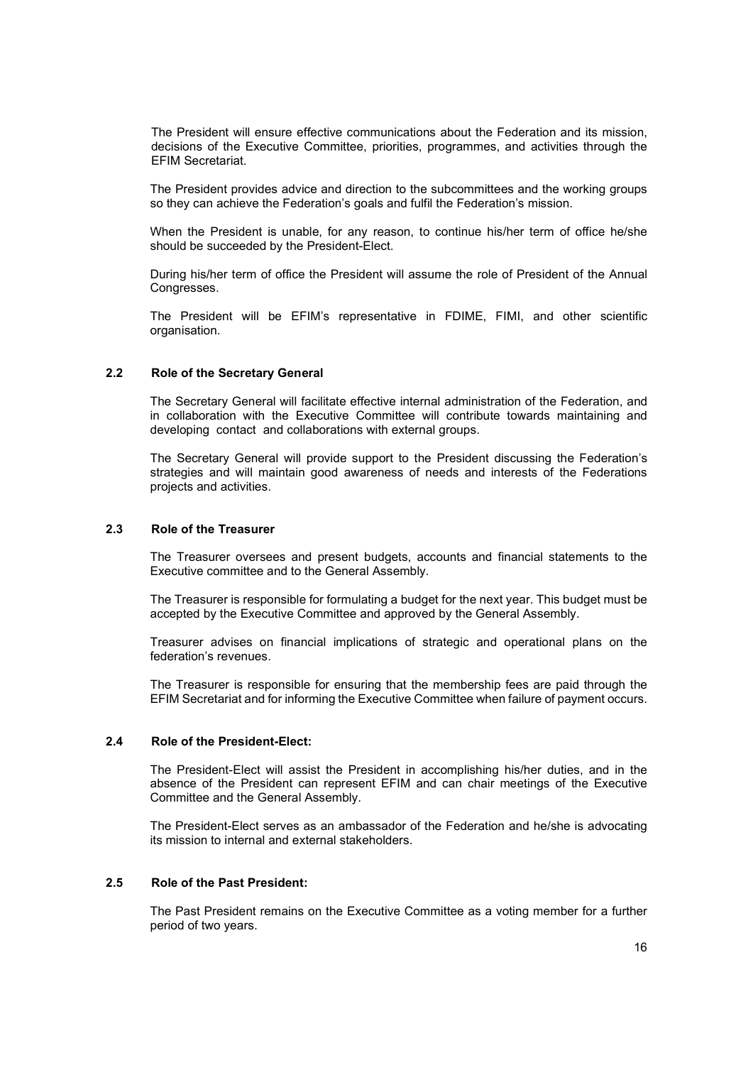The President will ensure effective communications about the Federation and its mission, decisions of the Executive Committee, priorities, programmes, and activities through the EFIM Secretariat.

The President provides advice and direction to the subcommittees and the working groups so they can achieve the Federation's goals and fulfil the Federation's mission.

When the President is unable, for any reason, to continue his/her term of office he/she should be succeeded by the President-Elect.

During his/her term of office the President will assume the role of President of the Annual Congresses.

The President will be EFIM's representative in FDIME, FIMI, and other scientific organisation.

### 2.2 Role of the Secretary General

The Secretary General will facilitate effective internal administration of the Federation, and in collaboration with the Executive Committee will contribute towards maintaining and developing contact and collaborations with external groups.

The Secretary General will provide support to the President discussing the Federation's strategies and will maintain good awareness of needs and interests of the Federations projects and activities.

### 2.3 Role of the Treasurer

The Treasurer oversees and present budgets, accounts and financial statements to the Executive committee and to the General Assembly.

The Treasurer is responsible for formulating a budget for the next year. This budget must be accepted by the Executive Committee and approved by the General Assembly.

Treasurer advises on financial implications of strategic and operational plans on the federation's revenues.

The Treasurer is responsible for ensuring that the membership fees are paid through the EFIM Secretariat and for informing the Executive Committee when failure of payment occurs.

### 2.4 Role of the President-Elect:

The President-Elect will assist the President in accomplishing his/her duties, and in the absence of the President can represent EFIM and can chair meetings of the Executive Committee and the General Assembly.

The President-Elect serves as an ambassador of the Federation and he/she is advocating its mission to internal and external stakeholders.

### 2.5 Role of the Past President:

The Past President remains on the Executive Committee as a voting member for a further period of two years.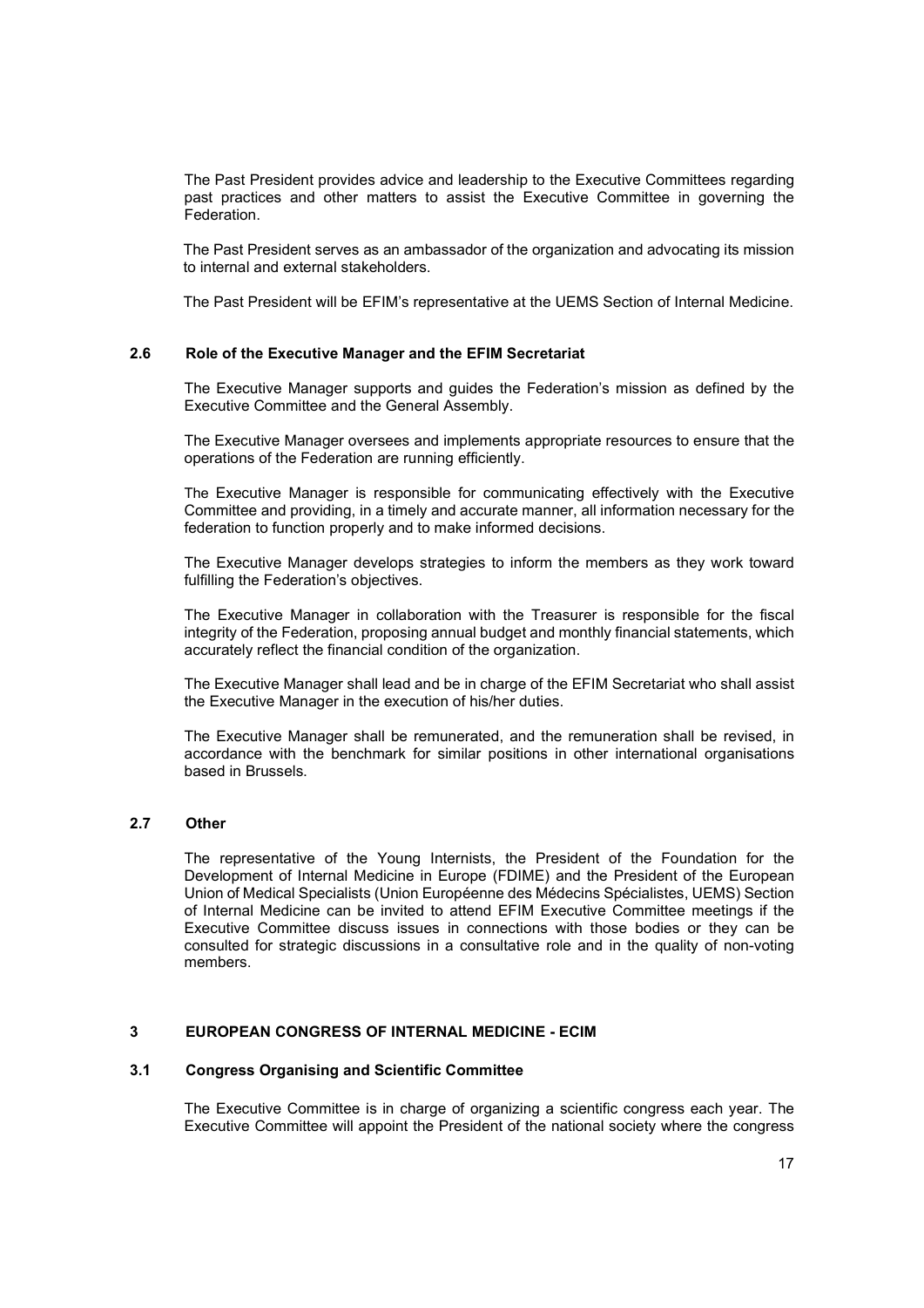The Past President provides advice and leadership to the Executive Committees regarding past practices and other matters to assist the Executive Committee in governing the Federation.

The Past President serves as an ambassador of the organization and advocating its mission to internal and external stakeholders.

The Past President will be EFIM's representative at the UEMS Section of Internal Medicine.

### 2.6 Role of the Executive Manager and the EFIM Secretariat

The Executive Manager supports and guides the Federation's mission as defined by the Executive Committee and the General Assembly.

The Executive Manager oversees and implements appropriate resources to ensure that the operations of the Federation are running efficiently.

The Executive Manager is responsible for communicating effectively with the Executive Committee and providing, in a timely and accurate manner, all information necessary for the federation to function properly and to make informed decisions.

The Executive Manager develops strategies to inform the members as they work toward fulfilling the Federation's objectives.

The Executive Manager in collaboration with the Treasurer is responsible for the fiscal integrity of the Federation, proposing annual budget and monthly financial statements, which accurately reflect the financial condition of the organization.

The Executive Manager shall lead and be in charge of the EFIM Secretariat who shall assist the Executive Manager in the execution of his/her duties.

The Executive Manager shall be remunerated, and the remuneration shall be revised, in accordance with the benchmark for similar positions in other international organisations based in Brussels.

### 2.7 Other

The representative of the Young Internists, the President of the Foundation for the Development of Internal Medicine in Europe (FDIME) and the President of the European Union of Medical Specialists (Union Européenne des Médecins Spécialistes, UEMS) Section of Internal Medicine can be invited to attend EFIM Executive Committee meetings if the Executive Committee discuss issues in connections with those bodies or they can be consulted for strategic discussions in a consultative role and in the quality of non-voting members.

## 3 EUROPEAN CONGRESS OF INTERNAL MEDICINE - ECIM

### 3.1 Congress Organising and Scientific Committee

The Executive Committee is in charge of organizing a scientific congress each year. The Executive Committee will appoint the President of the national society where the congress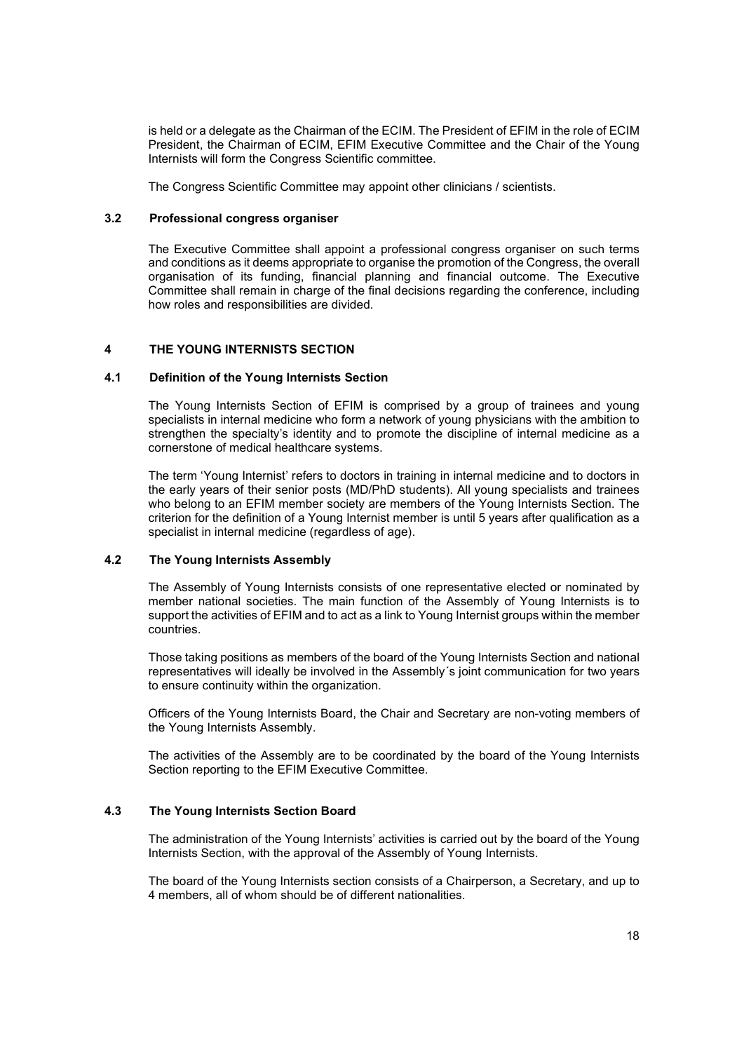is held or a delegate as the Chairman of the ECIM. The President of EFIM in the role of ECIM President, the Chairman of ECIM, EFIM Executive Committee and the Chair of the Young Internists will form the Congress Scientific committee.

The Congress Scientific Committee may appoint other clinicians / scientists.

### 3.2 Professional congress organiser

The Executive Committee shall appoint a professional congress organiser on such terms and conditions as it deems appropriate to organise the promotion of the Congress, the overall organisation of its funding, financial planning and financial outcome. The Executive Committee shall remain in charge of the final decisions regarding the conference, including how roles and responsibilities are divided.

## 4 THE YOUNG INTERNISTS SECTION

### 4.1 Definition of the Young Internists Section

The Young Internists Section of EFIM is comprised by a group of trainees and young specialists in internal medicine who form a network of young physicians with the ambition to strengthen the specialty's identity and to promote the discipline of internal medicine as a cornerstone of medical healthcare systems.

The term 'Young Internist' refers to doctors in training in internal medicine and to doctors in the early years of their senior posts (MD/PhD students). All young specialists and trainees who belong to an EFIM member society are members of the Young Internists Section. The criterion for the definition of a Young Internist member is until 5 years after qualification as a specialist in internal medicine (regardless of age).

### 4.2 The Young Internists Assembly

The Assembly of Young Internists consists of one representative elected or nominated by member national societies. The main function of the Assembly of Young Internists is to support the activities of EFIM and to act as a link to Young Internist groups within the member countries.

Those taking positions as members of the board of the Young Internists Section and national representatives will ideally be involved in the Assembly´s joint communication for two years to ensure continuity within the organization.

Officers of the Young Internists Board, the Chair and Secretary are non-voting members of the Young Internists Assembly.

The activities of the Assembly are to be coordinated by the board of the Young Internists Section reporting to the EFIM Executive Committee.

### 4.3 The Young Internists Section Board

The administration of the Young Internists' activities is carried out by the board of the Young Internists Section, with the approval of the Assembly of Young Internists.

The board of the Young Internists section consists of a Chairperson, a Secretary, and up to 4 members, all of whom should be of different nationalities.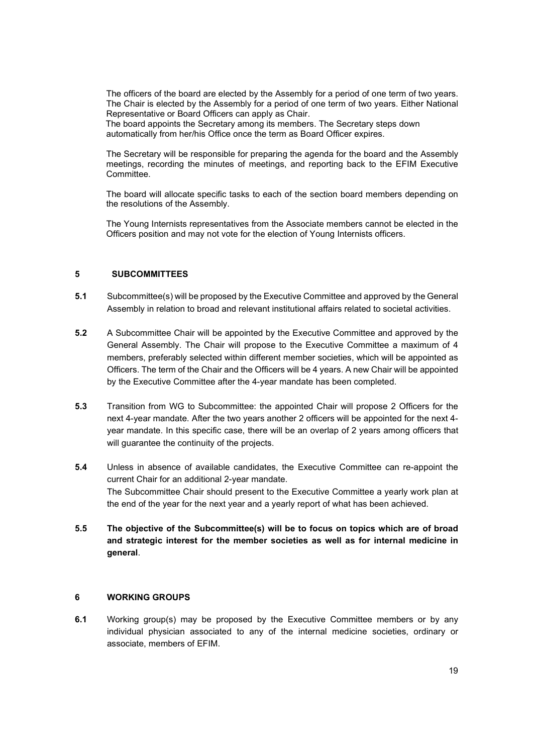The officers of the board are elected by the Assembly for a period of one term of two years. The Chair is elected by the Assembly for a period of one term of two years. Either National Representative or Board Officers can apply as Chair.
The board appoints the Secretary among its members. The Secretary steps down automatically from her/his Office once the term as Board Officer expires.

The Secretary will be responsible for preparing the agenda for the board and the Assembly meetings, recording the minutes of meetings, and reporting back to the EFIM Executive Committee.

The board will allocate specific tasks to each of the section board members depending on the resolutions of the Assembly.

The Young Internists representatives from the Associate members cannot be elected in the Officers position and may not vote for the election of Young Internists officers.

## 5 SUBCOMMITTEES

**5.1** Subcommittee(s) will be proposed by the Executive Committee and approved by the General Assembly in relation to broad and relevant institutional affairs related to societal activities.

**5.2** A Subcommittee Chair will be appointed by the Executive Committee and approved by the General Assembly. The Chair will propose to the Executive Committee a maximum of 4 members, preferably selected within different member societies, which will be appointed as Officers. The term of the Chair and the Officers will be 4 years. A new Chair will be appointed by the Executive Committee after the 4-year mandate has been completed.

**5.3** Transition from WG to Subcommittee: the appointed Chair will propose 2 Officers for the next 4-year mandate. After the two years another 2 officers will be appointed for the next 4-year mandate. In this specific case, there will be an overlap of 2 years among officers that will guarantee the continuity of the projects.

**5.4** Unless in absence of available candidates, the Executive Committee can re-appoint the current Chair for an additional 2-year mandate.
The Subcommittee Chair should present to the Executive Committee a yearly work plan at the end of the year for the next year and a yearly report of what has been achieved.

**5.5** **The objective of the Subcommittee(s) will be to focus on topics which are of broad and strategic interest for the member societies as well as for internal medicine in general**.

## 6 WORKING GROUPS

**6.1** Working group(s) may be proposed by the Executive Committee members or by any individual physician associated to any of the internal medicine societies, ordinary or associate, members of EFIM.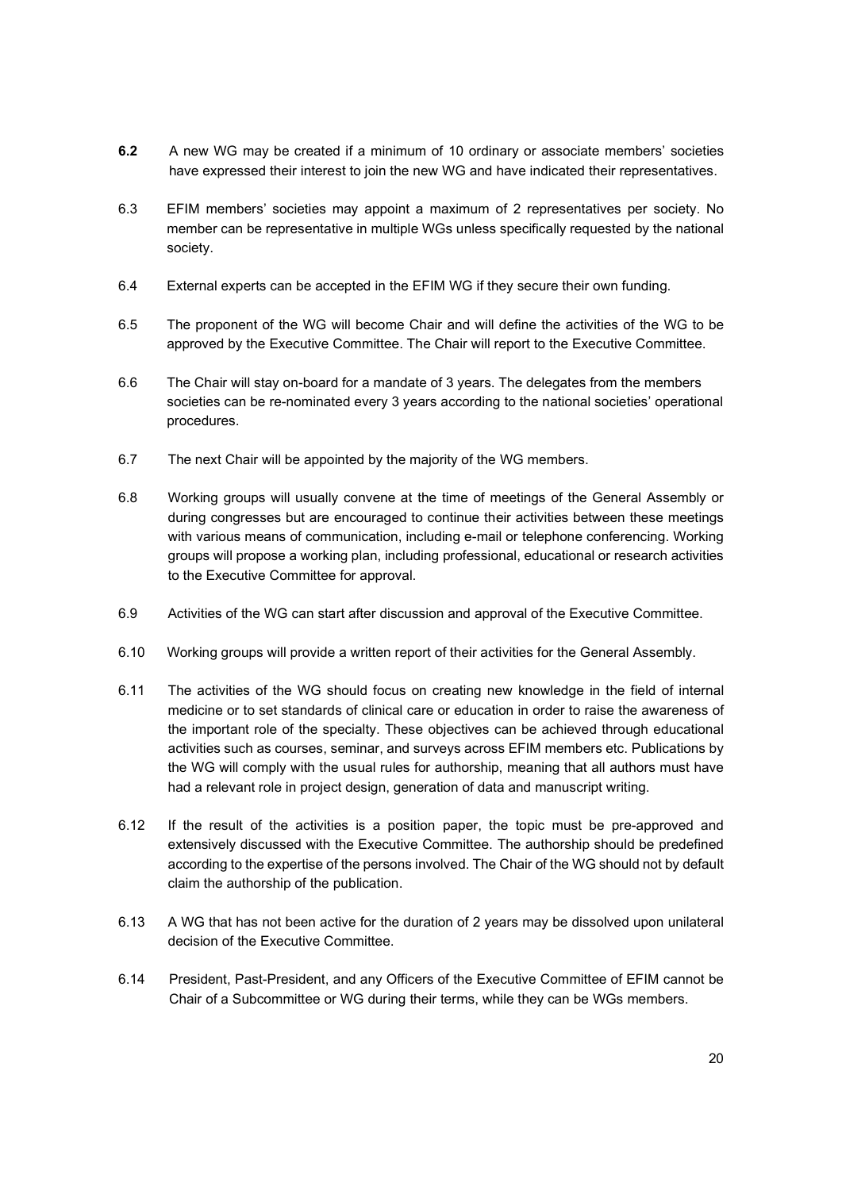**6.2** A new WG may be created if a minimum of 10 ordinary or associate members' societies have expressed their interest to join the new WG and have indicated their representatives.

6.3 EFIM members' societies may appoint a maximum of 2 representatives per society. No member can be representative in multiple WGs unless specifically requested by the national society.

6.4 External experts can be accepted in the EFIM WG if they secure their own funding.

6.5 The proponent of the WG will become Chair and will define the activities of the WG to be approved by the Executive Committee. The Chair will report to the Executive Committee.

6.6 The Chair will stay on-board for a mandate of 3 years. The delegates from the members societies can be re-nominated every 3 years according to the national societies' operational procedures.

6.7 The next Chair will be appointed by the majority of the WG members.

6.8 Working groups will usually convene at the time of meetings of the General Assembly or during congresses but are encouraged to continue their activities between these meetings with various means of communication, including e-mail or telephone conferencing. Working groups will propose a working plan, including professional, educational or research activities to the Executive Committee for approval.

6.9 Activities of the WG can start after discussion and approval of the Executive Committee.

6.10 Working groups will provide a written report of their activities for the General Assembly.

6.11 The activities of the WG should focus on creating new knowledge in the field of internal medicine or to set standards of clinical care or education in order to raise the awareness of the important role of the specialty. These objectives can be achieved through educational activities such as courses, seminar, and surveys across EFIM members etc. Publications by the WG will comply with the usual rules for authorship, meaning that all authors must have had a relevant role in project design, generation of data and manuscript writing.

6.12 If the result of the activities is a position paper, the topic must be pre-approved and extensively discussed with the Executive Committee. The authorship should be predefined according to the expertise of the persons involved. The Chair of the WG should not by default claim the authorship of the publication.

6.13 A WG that has not been active for the duration of 2 years may be dissolved upon unilateral decision of the Executive Committee.

6.14 President, Past-President, and any Officers of the Executive Committee of EFIM cannot be Chair of a Subcommittee or WG during their terms, while they can be WGs members.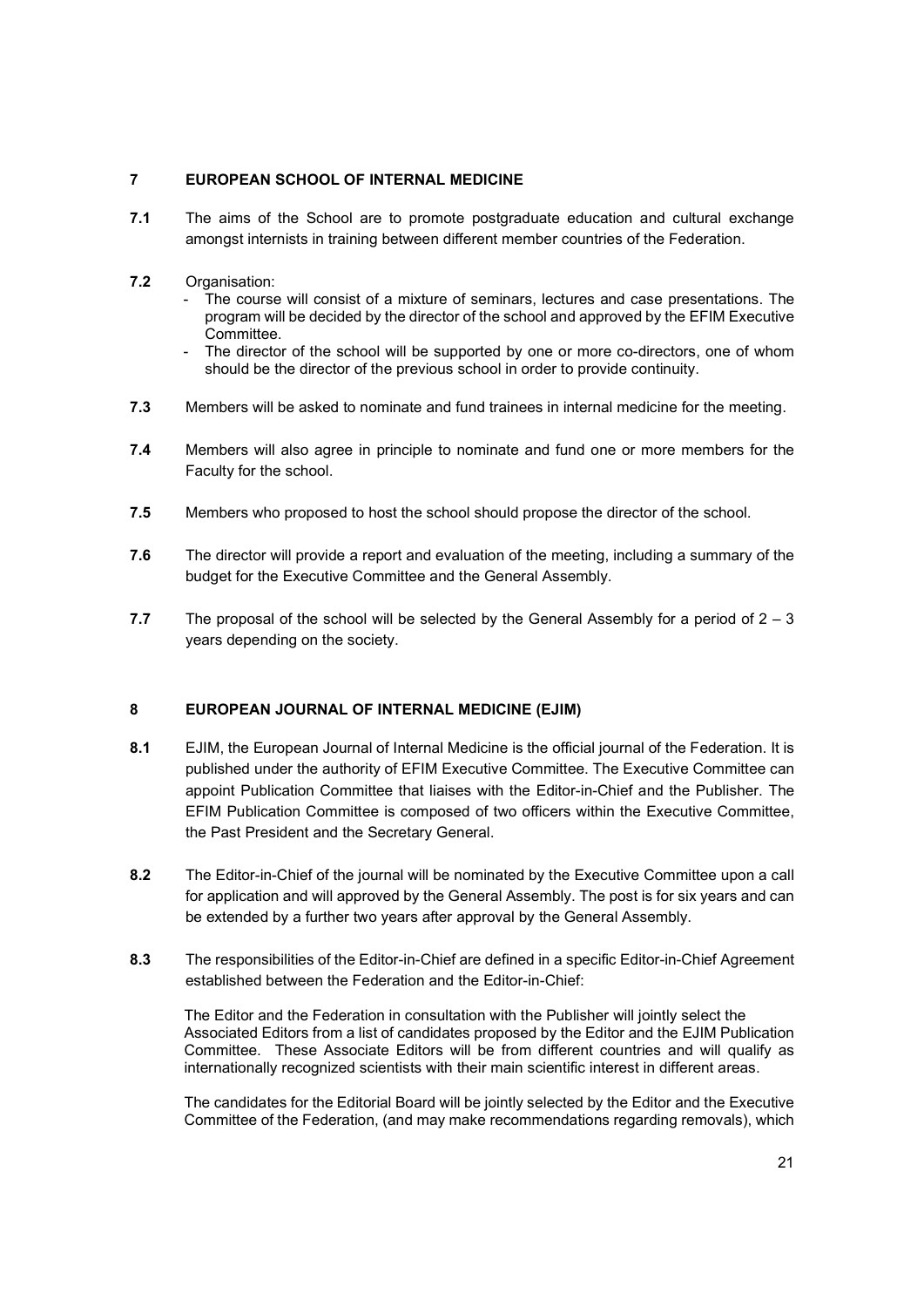## 7 EUROPEAN SCHOOL OF INTERNAL MEDICINE

**7.1** The aims of the School are to promote postgraduate education and cultural exchange amongst internists in training between different member countries of the Federation.

**7.2** Organisation:

- The course will consist of a mixture of seminars, lectures and case presentations. The program will be decided by the director of the school and approved by the EFIM Executive Committee.
- The director of the school will be supported by one or more co-directors, one of whom should be the director of the previous school in order to provide continuity.

**7.3** Members will be asked to nominate and fund trainees in internal medicine for the meeting.

**7.4** Members will also agree in principle to nominate and fund one or more members for the Faculty for the school.

**7.5** Members who proposed to host the school should propose the director of the school.

**7.6** The director will provide a report and evaluation of the meeting, including a summary of the budget for the Executive Committee and the General Assembly.

**7.7** The proposal of the school will be selected by the General Assembly for a period of 2 – 3 years depending on the society.

## 8 EUROPEAN JOURNAL OF INTERNAL MEDICINE (EJIM)

**8.1** EJIM, the European Journal of Internal Medicine is the official journal of the Federation. It is published under the authority of EFIM Executive Committee. The Executive Committee can appoint Publication Committee that liaises with the Editor-in-Chief and the Publisher. The EFIM Publication Committee is composed of two officers within the Executive Committee, the Past President and the Secretary General.

**8.2** The Editor-in-Chief of the journal will be nominated by the Executive Committee upon a call for application and will approved by the General Assembly. The post is for six years and can be extended by a further two years after approval by the General Assembly.

**8.3** The responsibilities of the Editor-in-Chief are defined in a specific Editor-in-Chief Agreement established between the Federation and the Editor-in-Chief:

The Editor and the Federation in consultation with the Publisher will jointly select the Associated Editors from a list of candidates proposed by the Editor and the EJIM Publication Committee. These Associate Editors will be from different countries and will qualify as internationally recognized scientists with their main scientific interest in different areas.

The candidates for the Editorial Board will be jointly selected by the Editor and the Executive Committee of the Federation, (and may make recommendations regarding removals), which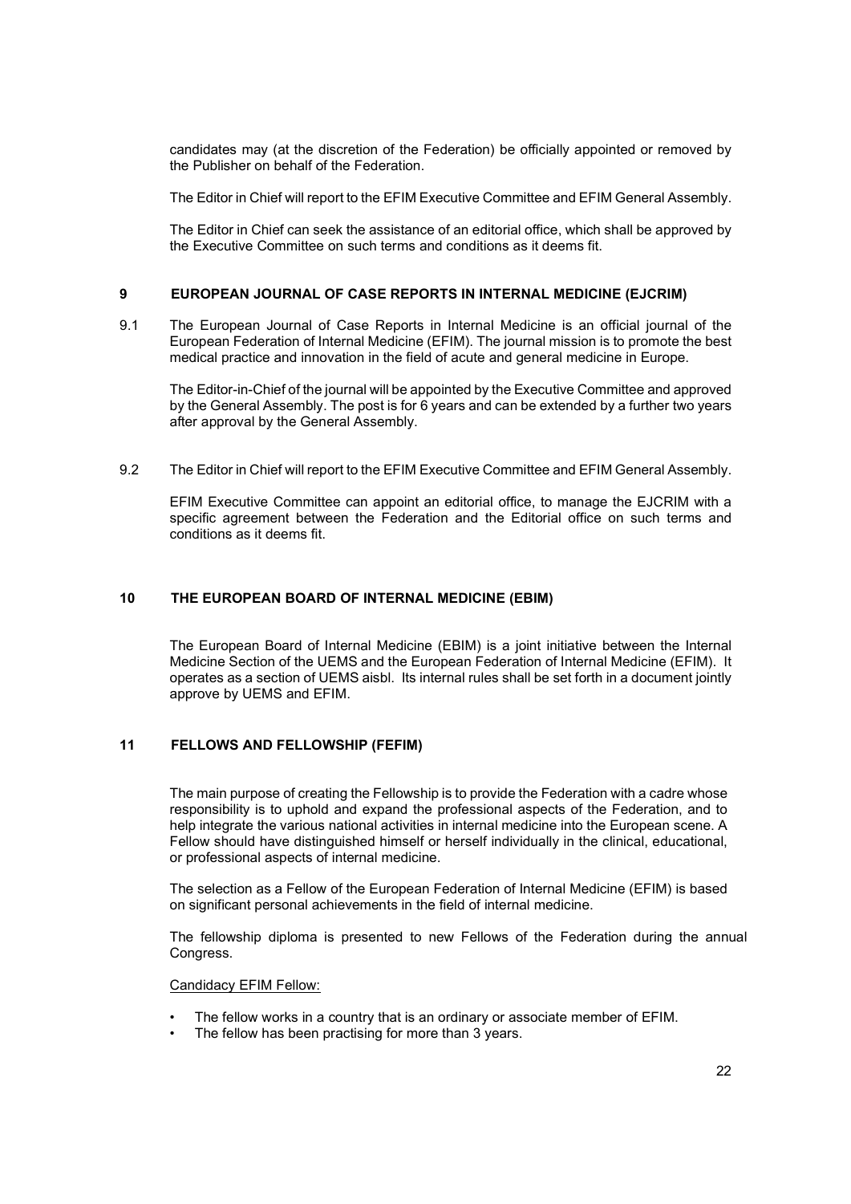candidates may (at the discretion of the Federation) be officially appointed or removed by the Publisher on behalf of the Federation.

The Editor in Chief will report to the EFIM Executive Committee and EFIM General Assembly.

The Editor in Chief can seek the assistance of an editorial office, which shall be approved by the Executive Committee on such terms and conditions as it deems fit.

## 9 EUROPEAN JOURNAL OF CASE REPORTS IN INTERNAL MEDICINE (EJCRIM)

9.1 The European Journal of Case Reports in Internal Medicine is an official journal of the European Federation of Internal Medicine (EFIM). The journal mission is to promote the best medical practice and innovation in the field of acute and general medicine in Europe.

The Editor-in-Chief of the journal will be appointed by the Executive Committee and approved by the General Assembly. The post is for 6 years and can be extended by a further two years after approval by the General Assembly.

9.2 The Editor in Chief will report to the EFIM Executive Committee and EFIM General Assembly.

EFIM Executive Committee can appoint an editorial office, to manage the EJCRIM with a specific agreement between the Federation and the Editorial office on such terms and conditions as it deems fit.

## 10 THE EUROPEAN BOARD OF INTERNAL MEDICINE (EBIM)

The European Board of Internal Medicine (EBIM) is a joint initiative between the Internal Medicine Section of the UEMS and the European Federation of Internal Medicine (EFIM). It operates as a section of UEMS aisbl. Its internal rules shall be set forth in a document jointly approve by UEMS and EFIM.

## 11 FELLOWS AND FELLOWSHIP (FEFIM)

The main purpose of creating the Fellowship is to provide the Federation with a cadre whose responsibility is to uphold and expand the professional aspects of the Federation, and to help integrate the various national activities in internal medicine into the European scene. A Fellow should have distinguished himself or herself individually in the clinical, educational, or professional aspects of internal medicine.

The selection as a Fellow of the European Federation of Internal Medicine (EFIM) is based on significant personal achievements in the field of internal medicine.

The fellowship diploma is presented to new Fellows of the Federation during the annual Congress.

Candidacy EFIM Fellow:

- The fellow works in a country that is an ordinary or associate member of EFIM.
- The fellow has been practising for more than 3 years.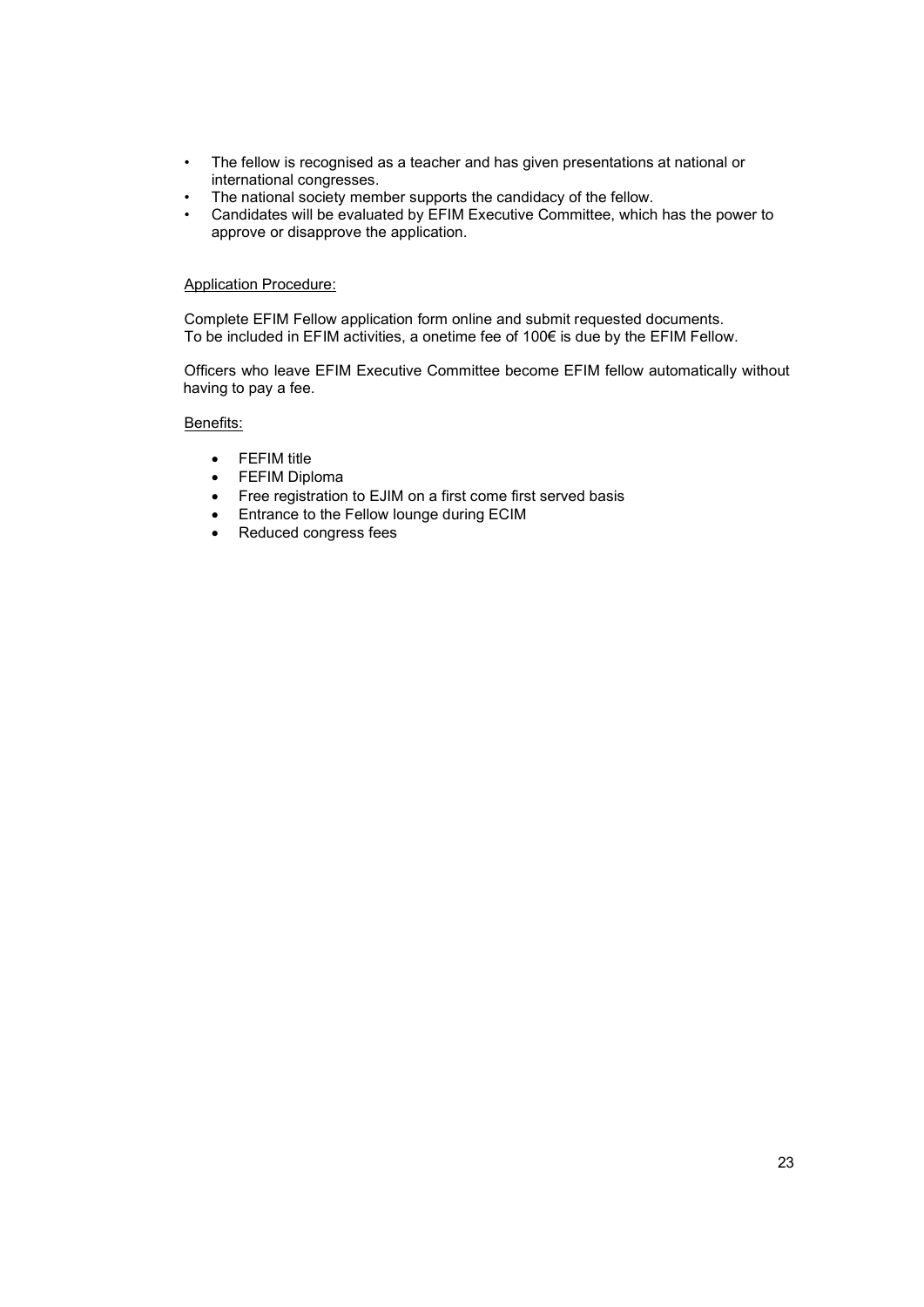- The fellow is recognised as a teacher and has given presentations at national or international congresses.
- The national society member supports the candidacy of the fellow.
- Candidates will be evaluated by EFIM Executive Committee, which has the power to approve or disapprove the application.

Application Procedure:

Complete EFIM Fellow application form online and submit requested documents.
To be included in EFIM activities, a onetime fee of 100€ is due by the EFIM Fellow.

Officers who leave EFIM Executive Committee become EFIM fellow automatically without having to pay a fee.

Benefits:

- FEFIM title
- FEFIM Diploma
- Free registration to EJIM on a first come first served basis
- Entrance to the Fellow lounge during ECIM
- Reduced congress fees